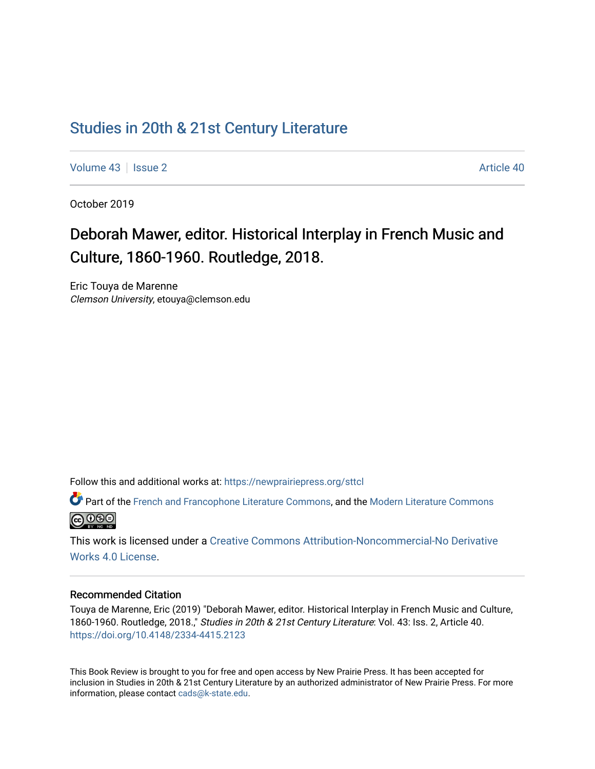# Studies in 20th & 21st Century Literature

Volume 43 | Issue 2 | Article 40

October 2019

## Deborah Mawer, editor. Historical Interplay in French Music and Culture, 1860-1960. Routledge, 2018.

Eric Touya de Marenne
*Clemson University*, etouya@clemson.edu

Follow this and additional works at: https://newprairiepress.org/sttcl

Part of the French and Francophone Literature Commons, and the Modern Literature Commons

This work is licensed under a Creative Commons Attribution-Noncommercial-No Derivative Works 4.0 License.

### Recommended Citation

Touya de Marenne, Eric (2019) "Deborah Mawer, editor. Historical Interplay in French Music and Culture, 1860-1960. Routledge, 2018.," *Studies in 20th & 21st Century Literature*: Vol. 43: Iss. 2, Article 40. https://doi.org/10.4148/2334-4415.2123

This Book Review is brought to you for free and open access by New Prairie Press. It has been accepted for inclusion in Studies in 20th & 21st Century Literature by an authorized administrator of New Prairie Press. For more information, please contact cads@k-state.edu.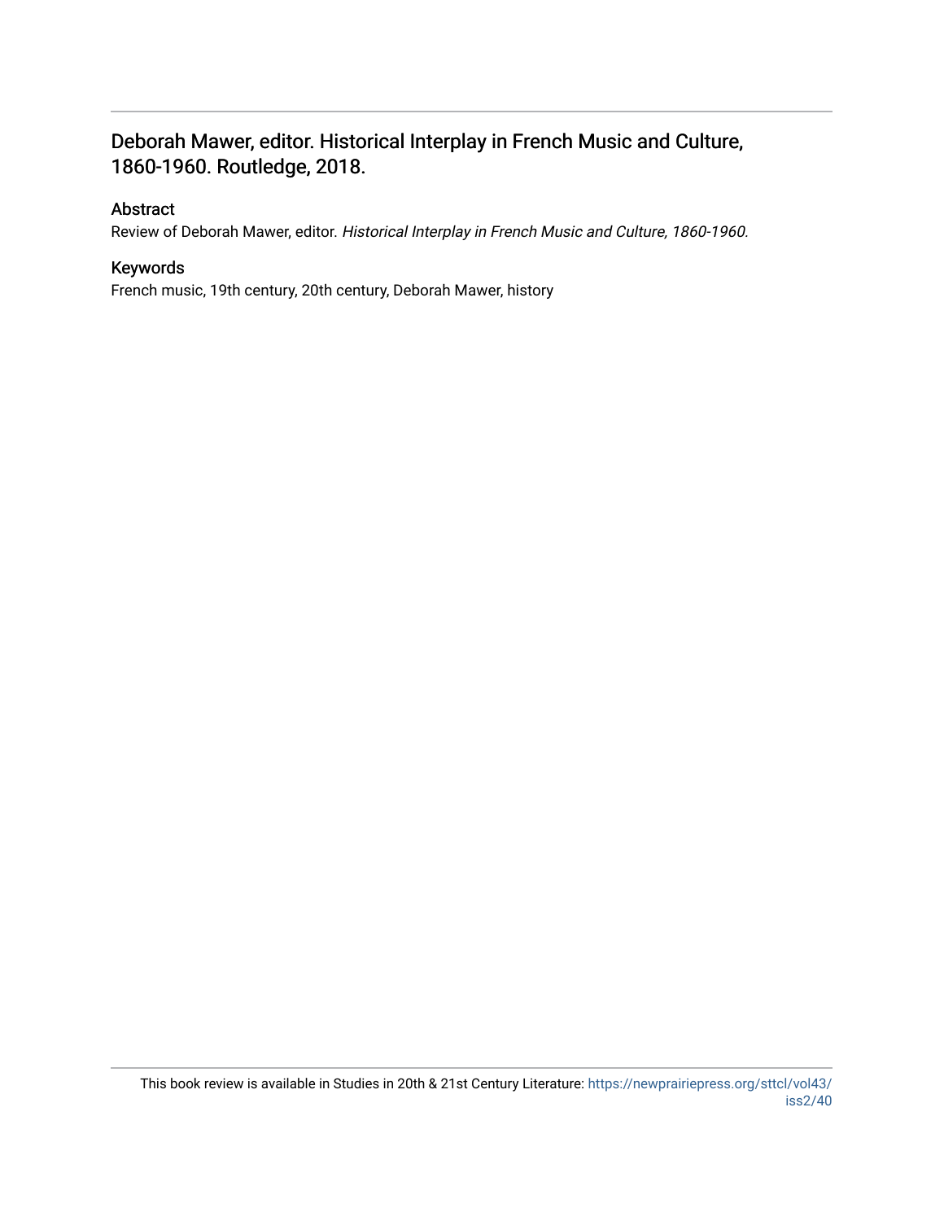## Deborah Mawer, editor. Historical Interplay in French Music and Culture, 1860-1960. Routledge, 2018.

### Abstract

Review of Deborah Mawer, editor. *Historical Interplay in French Music and Culture, 1860-1960.*

### Keywords

French music, 19th century, 20th century, Deborah Mawer, history

This book review is available in Studies in 20th & 21st Century Literature: https://newprairiepress.org/sttcl/vol43/iss2/40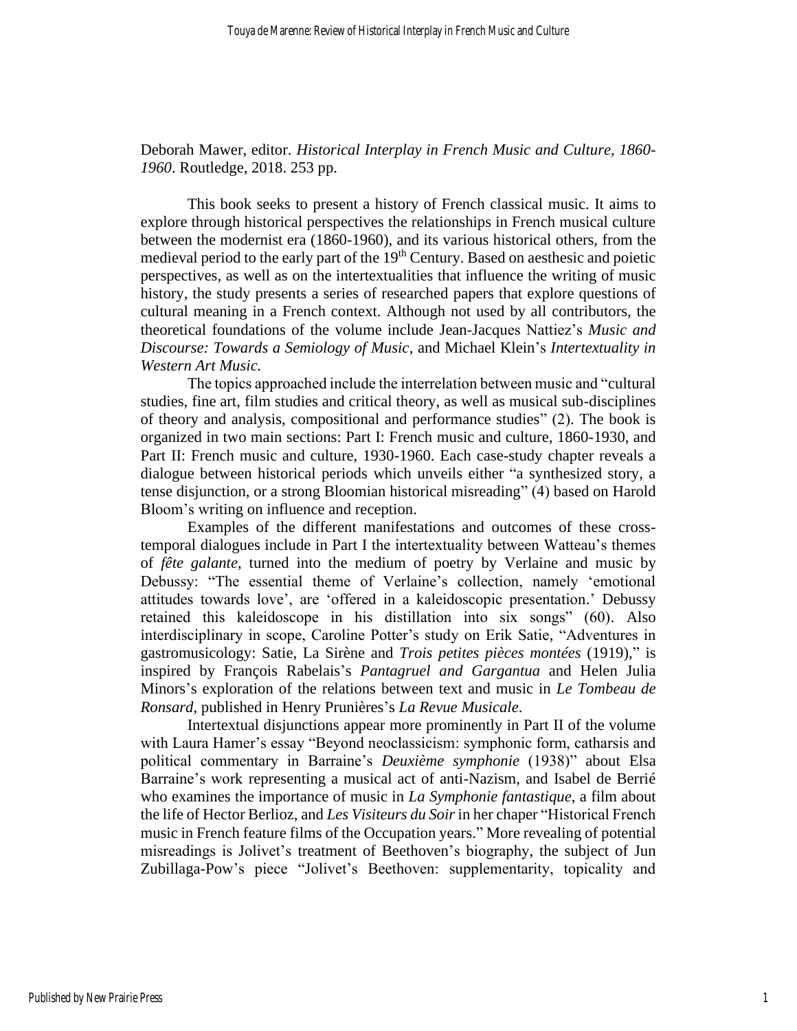Deborah Mawer, editor. *Historical Interplay in French Music and Culture, 1860-1960*. Routledge, 2018. 253 pp.

This book seeks to present a history of French classical music. It aims to explore through historical perspectives the relationships in French musical culture between the modernist era (1860-1960), and its various historical others, from the medieval period to the early part of the 19th Century. Based on aesthesic and poietic perspectives, as well as on the intertextualities that influence the writing of music history, the study presents a series of researched papers that explore questions of cultural meaning in a French context. Although not used by all contributors, the theoretical foundations of the volume include Jean-Jacques Nattiez's *Music and Discourse: Towards a Semiology of Music*, and Michael Klein's *Intertextuality in Western Art Music.*

The topics approached include the interrelation between music and "cultural studies, fine art, film studies and critical theory, as well as musical sub-disciplines of theory and analysis, compositional and performance studies" (2). The book is organized in two main sections: Part I: French music and culture, 1860-1930, and Part II: French music and culture, 1930-1960. Each case-study chapter reveals a dialogue between historical periods which unveils either "a synthesized story, a tense disjunction, or a strong Bloomian historical misreading" (4) based on Harold Bloom's writing on influence and reception.

Examples of the different manifestations and outcomes of these cross-temporal dialogues include in Part I the intertextuality between Watteau's themes of *fête galante*, turned into the medium of poetry by Verlaine and music by Debussy: "The essential theme of Verlaine's collection, namely 'emotional attitudes towards love', are 'offered in a kaleidoscopic presentation.' Debussy retained this kaleidoscope in his distillation into six songs" (60). Also interdisciplinary in scope, Caroline Potter's study on Erik Satie, "Adventures in gastromusicology: Satie, La Sirène and *Trois petites pièces montées* (1919)," is inspired by François Rabelais's *Pantagruel and Gargantua* and Helen Julia Minors's exploration of the relations between text and music in *Le Tombeau de Ronsard*, published in Henry Prunières's *La Revue Musicale*.

Intertextual disjunctions appear more prominently in Part II of the volume with Laura Hamer's essay "Beyond neoclassicism: symphonic form, catharsis and political commentary in Barraine's *Deuxième symphonie* (1938)" about Elsa Barraine's work representing a musical act of anti-Nazism, and Isabel de Berrié who examines the importance of music in *La Symphonie fantastique*, a film about the life of Hector Berlioz, and *Les Visiteurs du Soir* in her chaper "Historical French music in French feature films of the Occupation years." More revealing of potential misreadings is Jolivet's treatment of Beethoven's biography, the subject of Jun Zubillaga-Pow's piece "Jolivet's Beethoven: supplementarity, topicality and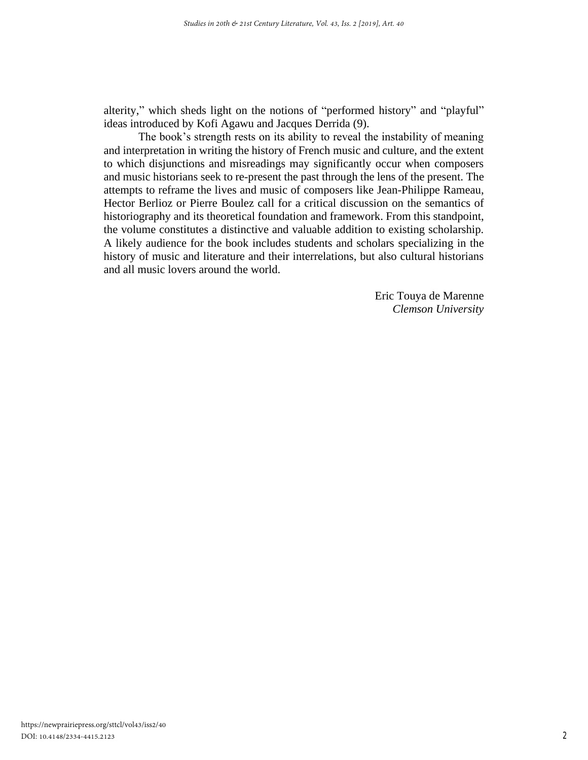alterity," which sheds light on the notions of "performed history" and "playful" ideas introduced by Kofi Agawu and Jacques Derrida (9).

The book's strength rests on its ability to reveal the instability of meaning and interpretation in writing the history of French music and culture, and the extent to which disjunctions and misreadings may significantly occur when composers and music historians seek to re-present the past through the lens of the present. The attempts to reframe the lives and music of composers like Jean-Philippe Rameau, Hector Berlioz or Pierre Boulez call for a critical discussion on the semantics of historiography and its theoretical foundation and framework. From this standpoint, the volume constitutes a distinctive and valuable addition to existing scholarship. A likely audience for the book includes students and scholars specializing in the history of music and literature and their interrelations, but also cultural historians and all music lovers around the world.

Eric Touya de Marenne
*Clemson University*